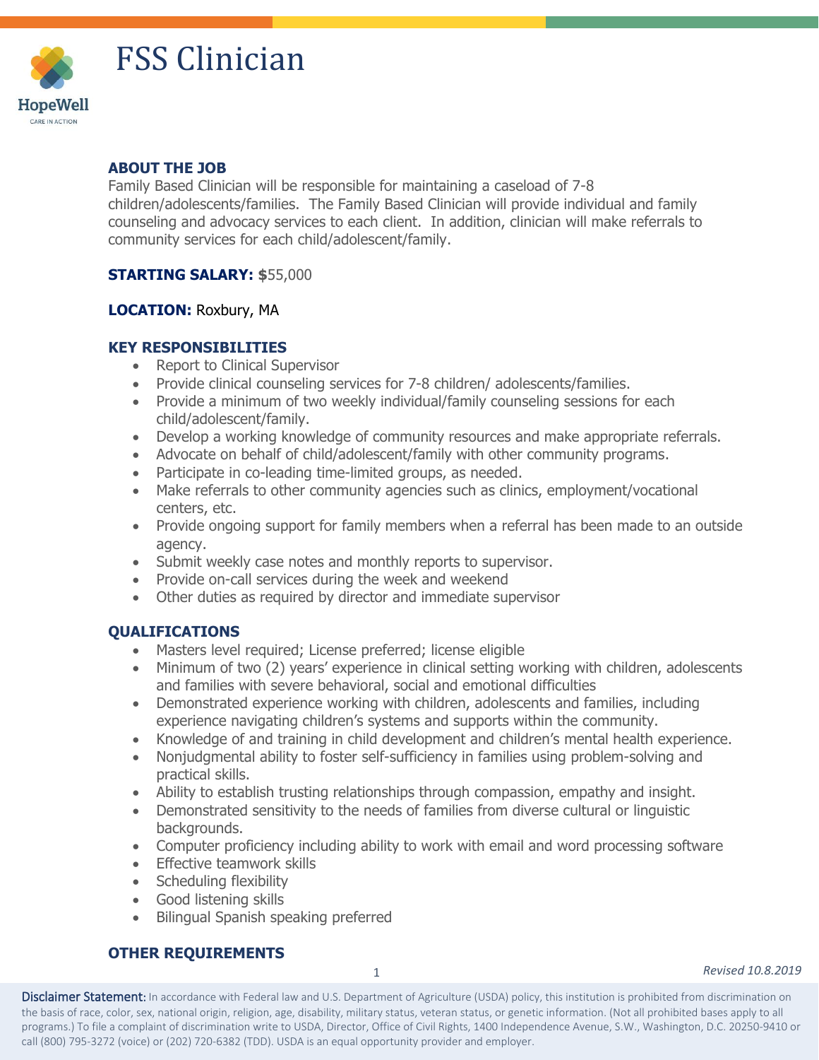# FSS Clinician

HopeWell
CARE IN ACTION

## ABOUT THE JOB

Family Based Clinician will be responsible for maintaining a caseload of 7-8 children/adolescents/families. The Family Based Clinician will provide individual and family counseling and advocacy services to each client. In addition, clinician will make referrals to community services for each child/adolescent/family.

**STARTING SALARY: $**55,000

**LOCATION:** Roxbury, MA

## KEY RESPONSIBILITIES

- Report to Clinical Supervisor
- Provide clinical counseling services for 7-8 children/ adolescents/families.
- Provide a minimum of two weekly individual/family counseling sessions for each child/adolescent/family.
- Develop a working knowledge of community resources and make appropriate referrals.
- Advocate on behalf of child/adolescent/family with other community programs.
- Participate in co-leading time-limited groups, as needed.
- Make referrals to other community agencies such as clinics, employment/vocational centers, etc.
- Provide ongoing support for family members when a referral has been made to an outside agency.
- Submit weekly case notes and monthly reports to supervisor.
- Provide on-call services during the week and weekend
- Other duties as required by director and immediate supervisor

## QUALIFICATIONS

- Masters level required; License preferred; license eligible
- Minimum of two (2) years' experience in clinical setting working with children, adolescents and families with severe behavioral, social and emotional difficulties
- Demonstrated experience working with children, adolescents and families, including experience navigating children's systems and supports within the community.
- Knowledge of and training in child development and children's mental health experience.
- Nonjudgmental ability to foster self-sufficiency in families using problem-solving and practical skills.
- Ability to establish trusting relationships through compassion, empathy and insight.
- Demonstrated sensitivity to the needs of families from diverse cultural or linguistic backgrounds.
- Computer proficiency including ability to work with email and word processing software
- Effective teamwork skills
- Scheduling flexibility
- Good listening skills
- Bilingual Spanish speaking preferred

## OTHER REQUIREMENTS

*Revised 10.8.2019*

**Disclaimer Statement:** In accordance with Federal law and U.S. Department of Agriculture (USDA) policy, this institution is prohibited from discrimination on the basis of race, color, sex, national origin, religion, age, disability, military status, veteran status, or genetic information. (Not all prohibited bases apply to all programs.) To file a complaint of discrimination write to USDA, Director, Office of Civil Rights, 1400 Independence Avenue, S.W., Washington, D.C. 20250-9410 or call (800) 795-3272 (voice) or (202) 720-6382 (TDD). USDA is an equal opportunity provider and employer.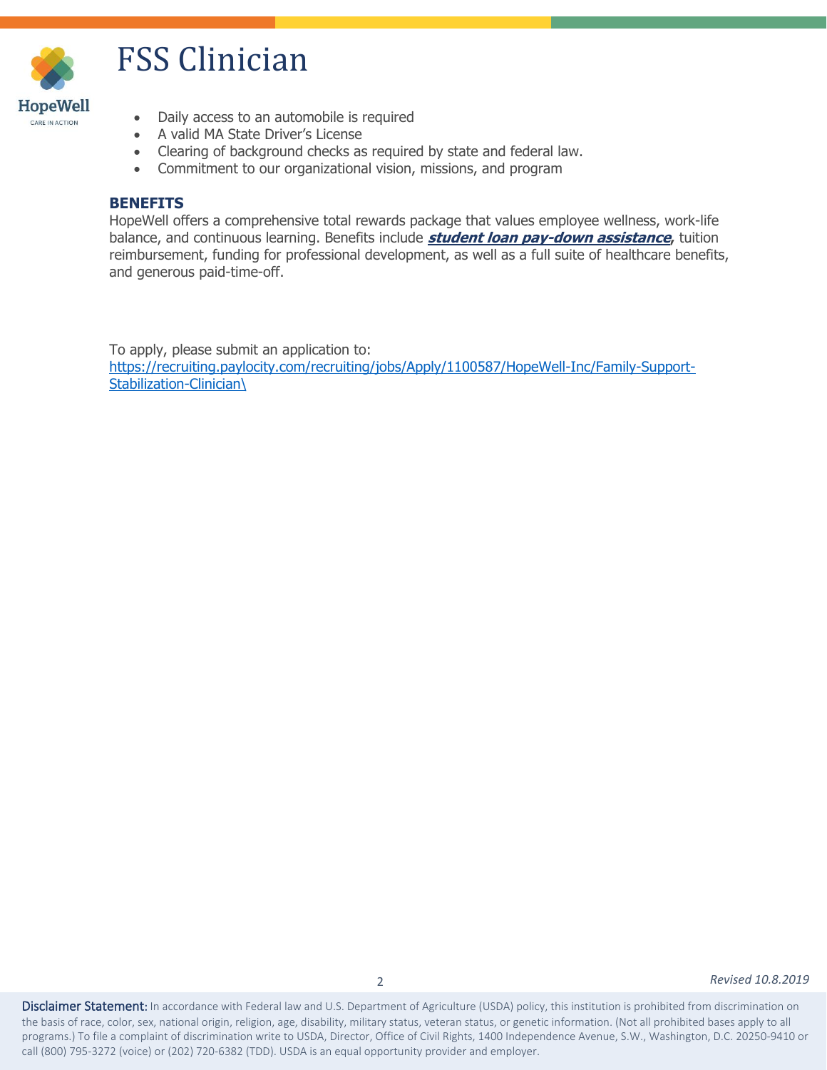# FSS Clinician

- Daily access to an automobile is required
- A valid MA State Driver's License
- Clearing of background checks as required by state and federal law.
- Commitment to our organizational vision, missions, and program

**BENEFITS**

HopeWell offers a comprehensive total rewards package that values employee wellness, work-life balance, and continuous learning. Benefits include ***student loan pay-down assistance***, tuition reimbursement, funding for professional development, as well as a full suite of healthcare benefits, and generous paid-time-off.

To apply, please submit an application to:
https://recruiting.paylocity.com/recruiting/jobs/Apply/1100587/HopeWell-Inc/Family-Support-Stabilization-Clinician\

*Revised 10.8.2019*

**Disclaimer Statement:** In accordance with Federal law and U.S. Department of Agriculture (USDA) policy, this institution is prohibited from discrimination on the basis of race, color, sex, national origin, religion, age, disability, military status, veteran status, or genetic information. (Not all prohibited bases apply to all programs.) To file a complaint of discrimination write to USDA, Director, Office of Civil Rights, 1400 Independence Avenue, S.W., Washington, D.C. 20250-9410 or call (800) 795-3272 (voice) or (202) 720-6382 (TDD). USDA is an equal opportunity provider and employer.